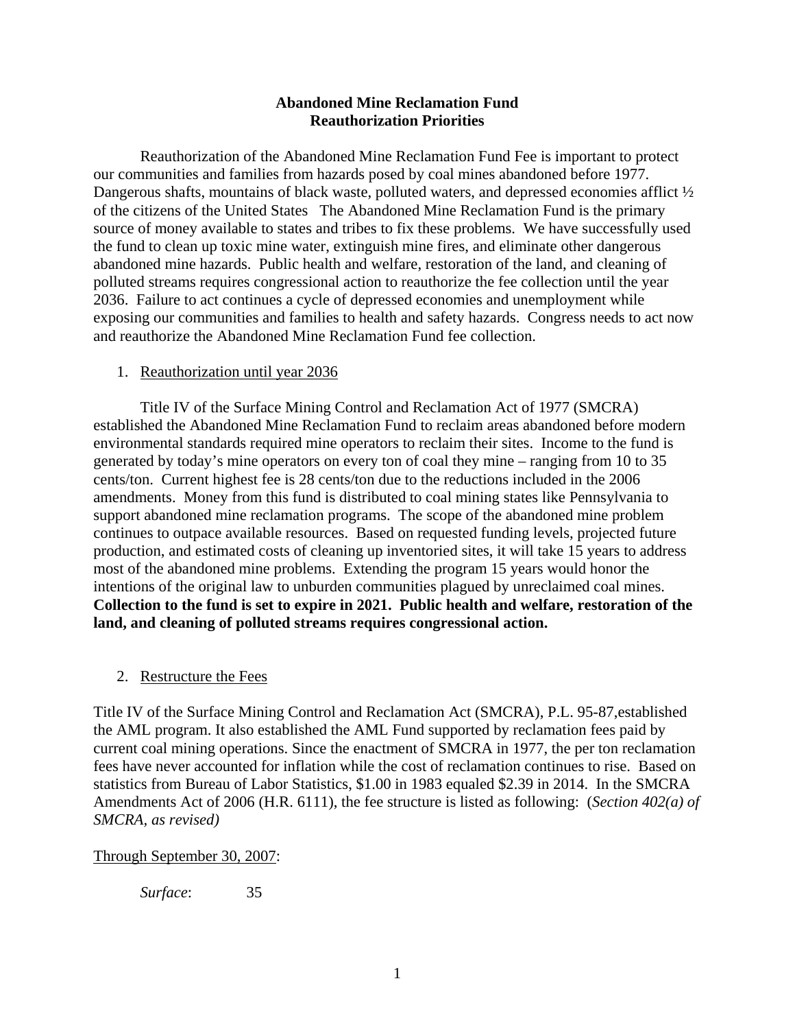**Abandoned Mine Reclamation Fund**
**Reauthorization Priorities**

Reauthorization of the Abandoned Mine Reclamation Fund Fee is important to protect our communities and families from hazards posed by coal mines abandoned before 1977. Dangerous shafts, mountains of black waste, polluted waters, and depressed economies afflict ½ of the citizens of the United States The Abandoned Mine Reclamation Fund is the primary source of money available to states and tribes to fix these problems. We have successfully used the fund to clean up toxic mine water, extinguish mine fires, and eliminate other dangerous abandoned mine hazards. Public health and welfare, restoration of the land, and cleaning of polluted streams requires congressional action to reauthorize the fee collection until the year 2036. Failure to act continues a cycle of depressed economies and unemployment while exposing our communities and families to health and safety hazards. Congress needs to act now and reauthorize the Abandoned Mine Reclamation Fund fee collection.

1. <u>Reauthorization until year 2036</u>

Title IV of the Surface Mining Control and Reclamation Act of 1977 (SMCRA) established the Abandoned Mine Reclamation Fund to reclaim areas abandoned before modern environmental standards required mine operators to reclaim their sites. Income to the fund is generated by today's mine operators on every ton of coal they mine – ranging from 10 to 35 cents/ton. Current highest fee is 28 cents/ton due to the reductions included in the 2006 amendments. Money from this fund is distributed to coal mining states like Pennsylvania to support abandoned mine reclamation programs. The scope of the abandoned mine problem continues to outpace available resources. Based on requested funding levels, projected future production, and estimated costs of cleaning up inventoried sites, it will take 15 years to address most of the abandoned mine problems. Extending the program 15 years would honor the intentions of the original law to unburden communities plagued by unreclaimed coal mines. **Collection to the fund is set to expire in 2021. Public health and welfare, restoration of the land, and cleaning of polluted streams requires congressional action.**

2. <u>Restructure the Fees</u>

Title IV of the Surface Mining Control and Reclamation Act (SMCRA), P.L. 95-87,established the AML program. It also established the AML Fund supported by reclamation fees paid by current coal mining operations. Since the enactment of SMCRA in 1977, the per ton reclamation fees have never accounted for inflation while the cost of reclamation continues to rise. Based on statistics from Bureau of Labor Statistics, $1.00 in 1983 equaled $2.39 in 2014. In the SMCRA Amendments Act of 2006 (H.R. 6111), the fee structure is listed as following: (*Section 402(a) of SMCRA, as revised)*

<u>Through September 30, 2007</u>:

*Surface*: 35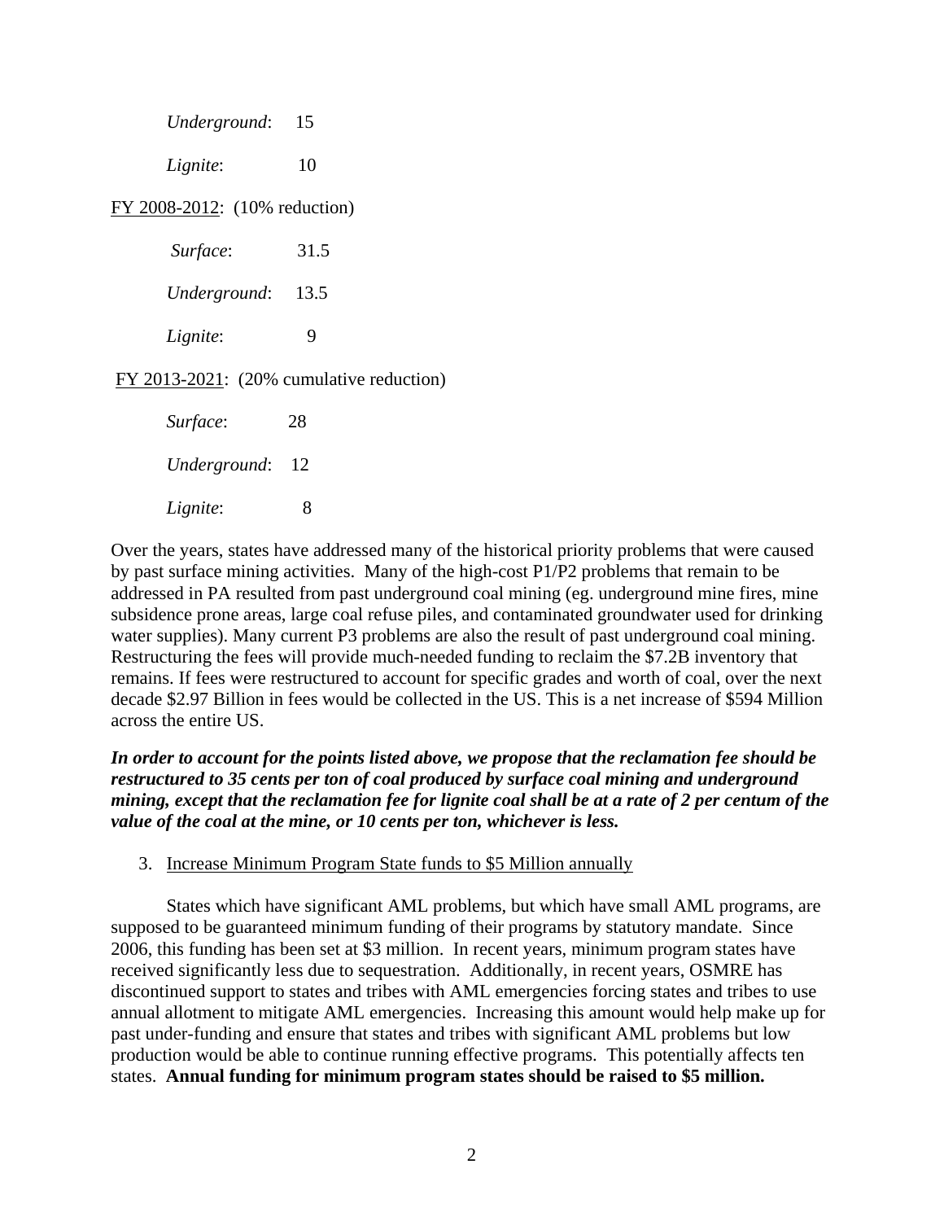*Underground*: 15

*Lignite*: 10

<u>FY 2008-2012</u>: (10% reduction)

*Surface*: 31.5

*Underground*: 13.5

*Lignite*: 9

<u>FY 2013-2021</u>: (20% cumulative reduction)

*Surface*: 28

*Underground*: 12

*Lignite*: 8

Over the years, states have addressed many of the historical priority problems that were caused by past surface mining activities. Many of the high-cost P1/P2 problems that remain to be addressed in PA resulted from past underground coal mining (eg. underground mine fires, mine subsidence prone areas, large coal refuse piles, and contaminated groundwater used for drinking water supplies). Many current P3 problems are also the result of past underground coal mining. Restructuring the fees will provide much-needed funding to reclaim the $7.2B inventory that remains. If fees were restructured to account for specific grades and worth of coal, over the next decade $2.97 Billion in fees would be collected in the US. This is a net increase of $594 Million across the entire US.

***In order to account for the points listed above, we propose that the reclamation fee should be restructured to 35 cents per ton of coal produced by surface coal mining and underground mining, except that the reclamation fee for lignite coal shall be at a rate of 2 per centum of the value of the coal at the mine, or 10 cents per ton, whichever is less.***

3. <u>Increase Minimum Program State funds to $5 Million annually</u>

States which have significant AML problems, but which have small AML programs, are supposed to be guaranteed minimum funding of their programs by statutory mandate. Since 2006, this funding has been set at $3 million. In recent years, minimum program states have received significantly less due to sequestration. Additionally, in recent years, OSMRE has discontinued support to states and tribes with AML emergencies forcing states and tribes to use annual allotment to mitigate AML emergencies. Increasing this amount would help make up for past under-funding and ensure that states and tribes with significant AML problems but low production would be able to continue running effective programs. This potentially affects ten states. **Annual funding for minimum program states should be raised to $5 million.**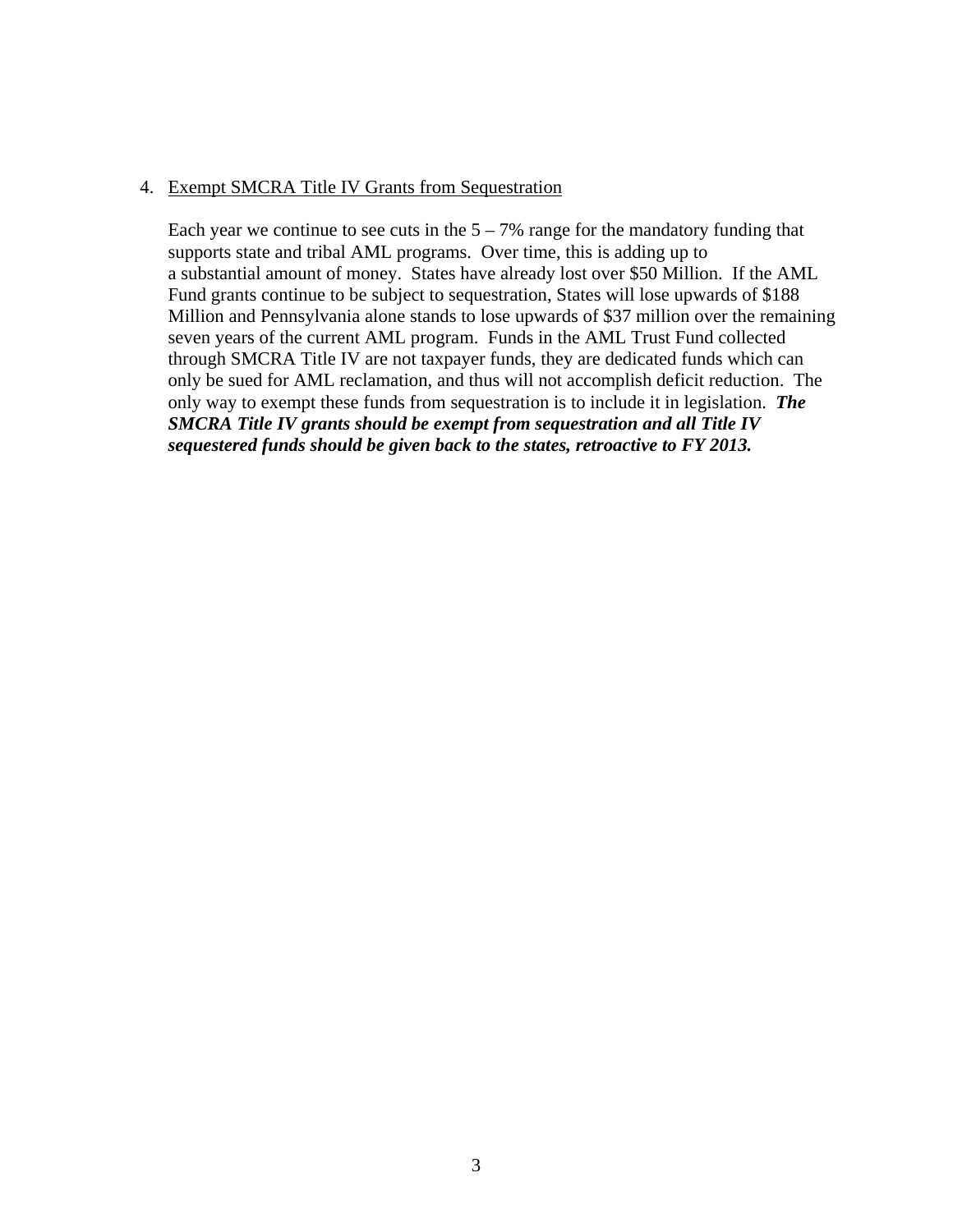4. Exempt SMCRA Title IV Grants from Sequestration

   Each year we continue to see cuts in the 5 – 7% range for the mandatory funding that supports state and tribal AML programs. Over time, this is adding up to a substantial amount of money. States have already lost over $50 Million. If the AML Fund grants continue to be subject to sequestration, States will lose upwards of $188 Million and Pennsylvania alone stands to lose upwards of $37 million over the remaining seven years of the current AML program. Funds in the AML Trust Fund collected through SMCRA Title IV are not taxpayer funds, they are dedicated funds which can only be sued for AML reclamation, and thus will not accomplish deficit reduction. The only way to exempt these funds from sequestration is to include it in legislation. ***The SMCRA Title IV grants should be exempt from sequestration and all Title IV sequestered funds should be given back to the states, retroactive to FY 2013.***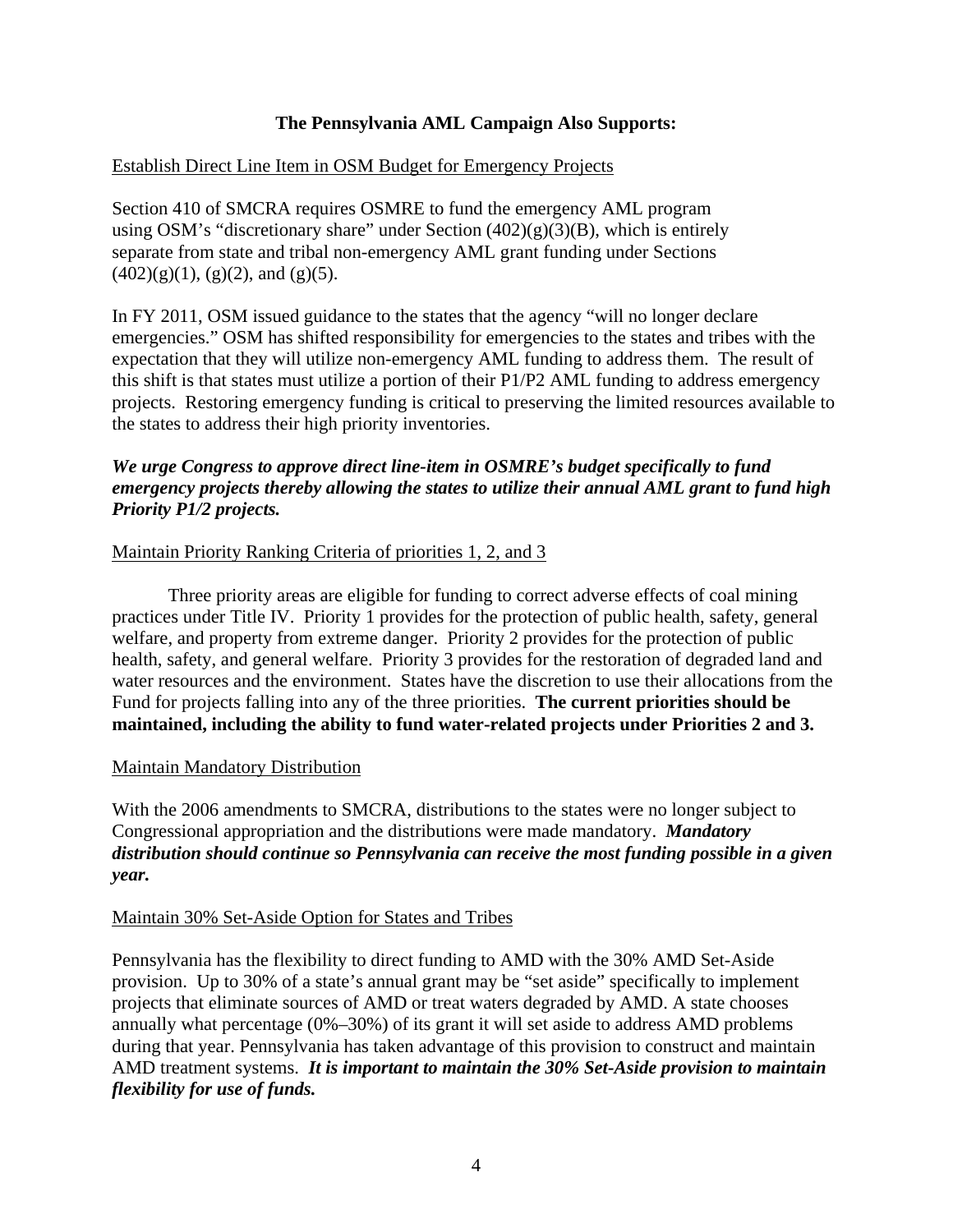## The Pennsylvania AML Campaign Also Supports:

### Establish Direct Line Item in OSM Budget for Emergency Projects

Section 410 of SMCRA requires OSMRE to fund the emergency AML program using OSM's "discretionary share" under Section (402)(g)(3)(B), which is entirely separate from state and tribal non-emergency AML grant funding under Sections (402)(g)(1), (g)(2), and (g)(5).

In FY 2011, OSM issued guidance to the states that the agency "will no longer declare emergencies." OSM has shifted responsibility for emergencies to the states and tribes with the expectation that they will utilize non-emergency AML funding to address them. The result of this shift is that states must utilize a portion of their P1/P2 AML funding to address emergency projects. Restoring emergency funding is critical to preserving the limited resources available to the states to address their high priority inventories.

***We urge Congress to approve direct line-item in OSMRE's budget specifically to fund emergency projects thereby allowing the states to utilize their annual AML grant to fund high Priority P1/2 projects.***

### Maintain Priority Ranking Criteria of priorities 1, 2, and 3

Three priority areas are eligible for funding to correct adverse effects of coal mining practices under Title IV. Priority 1 provides for the protection of public health, safety, general welfare, and property from extreme danger. Priority 2 provides for the protection of public health, safety, and general welfare. Priority 3 provides for the restoration of degraded land and water resources and the environment. States have the discretion to use their allocations from the Fund for projects falling into any of the three priorities. **The current priorities should be maintained, including the ability to fund water-related projects under Priorities 2 and 3.**

### Maintain Mandatory Distribution

With the 2006 amendments to SMCRA, distributions to the states were no longer subject to Congressional appropriation and the distributions were made mandatory. ***Mandatory distribution should continue so Pennsylvania can receive the most funding possible in a given year.***

### Maintain 30% Set-Aside Option for States and Tribes

Pennsylvania has the flexibility to direct funding to AMD with the 30% AMD Set-Aside provision. Up to 30% of a state's annual grant may be "set aside" specifically to implement projects that eliminate sources of AMD or treat waters degraded by AMD. A state chooses annually what percentage (0%–30%) of its grant it will set aside to address AMD problems during that year. Pennsylvania has taken advantage of this provision to construct and maintain AMD treatment systems. ***It is important to maintain the 30% Set-Aside provision to maintain flexibility for use of funds.***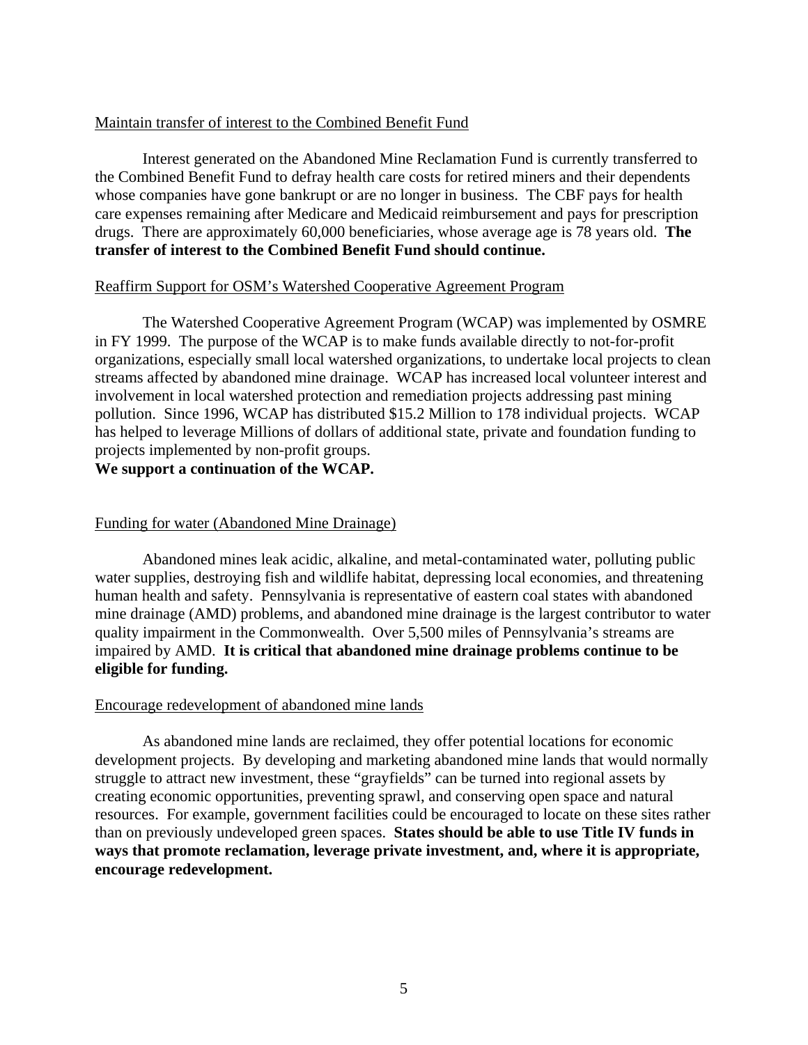Maintain transfer of interest to the Combined Benefit Fund

Interest generated on the Abandoned Mine Reclamation Fund is currently transferred to the Combined Benefit Fund to defray health care costs for retired miners and their dependents whose companies have gone bankrupt or are no longer in business. The CBF pays for health care expenses remaining after Medicare and Medicaid reimbursement and pays for prescription drugs. There are approximately 60,000 beneficiaries, whose average age is 78 years old. **The transfer of interest to the Combined Benefit Fund should continue.**

Reaffirm Support for OSM's Watershed Cooperative Agreement Program

The Watershed Cooperative Agreement Program (WCAP) was implemented by OSMRE in FY 1999. The purpose of the WCAP is to make funds available directly to not-for-profit organizations, especially small local watershed organizations, to undertake local projects to clean streams affected by abandoned mine drainage. WCAP has increased local volunteer interest and involvement in local watershed protection and remediation projects addressing past mining pollution. Since 1996, WCAP has distributed $15.2 Million to 178 individual projects. WCAP has helped to leverage Millions of dollars of additional state, private and foundation funding to projects implemented by non-profit groups.
**We support a continuation of the WCAP.**

Funding for water (Abandoned Mine Drainage)

Abandoned mines leak acidic, alkaline, and metal-contaminated water, polluting public water supplies, destroying fish and wildlife habitat, depressing local economies, and threatening human health and safety. Pennsylvania is representative of eastern coal states with abandoned mine drainage (AMD) problems, and abandoned mine drainage is the largest contributor to water quality impairment in the Commonwealth. Over 5,500 miles of Pennsylvania's streams are impaired by AMD. **It is critical that abandoned mine drainage problems continue to be eligible for funding.**

Encourage redevelopment of abandoned mine lands

As abandoned mine lands are reclaimed, they offer potential locations for economic development projects. By developing and marketing abandoned mine lands that would normally struggle to attract new investment, these "grayfields" can be turned into regional assets by creating economic opportunities, preventing sprawl, and conserving open space and natural resources. For example, government facilities could be encouraged to locate on these sites rather than on previously undeveloped green spaces. **States should be able to use Title IV funds in ways that promote reclamation, leverage private investment, and, where it is appropriate, encourage redevelopment.**